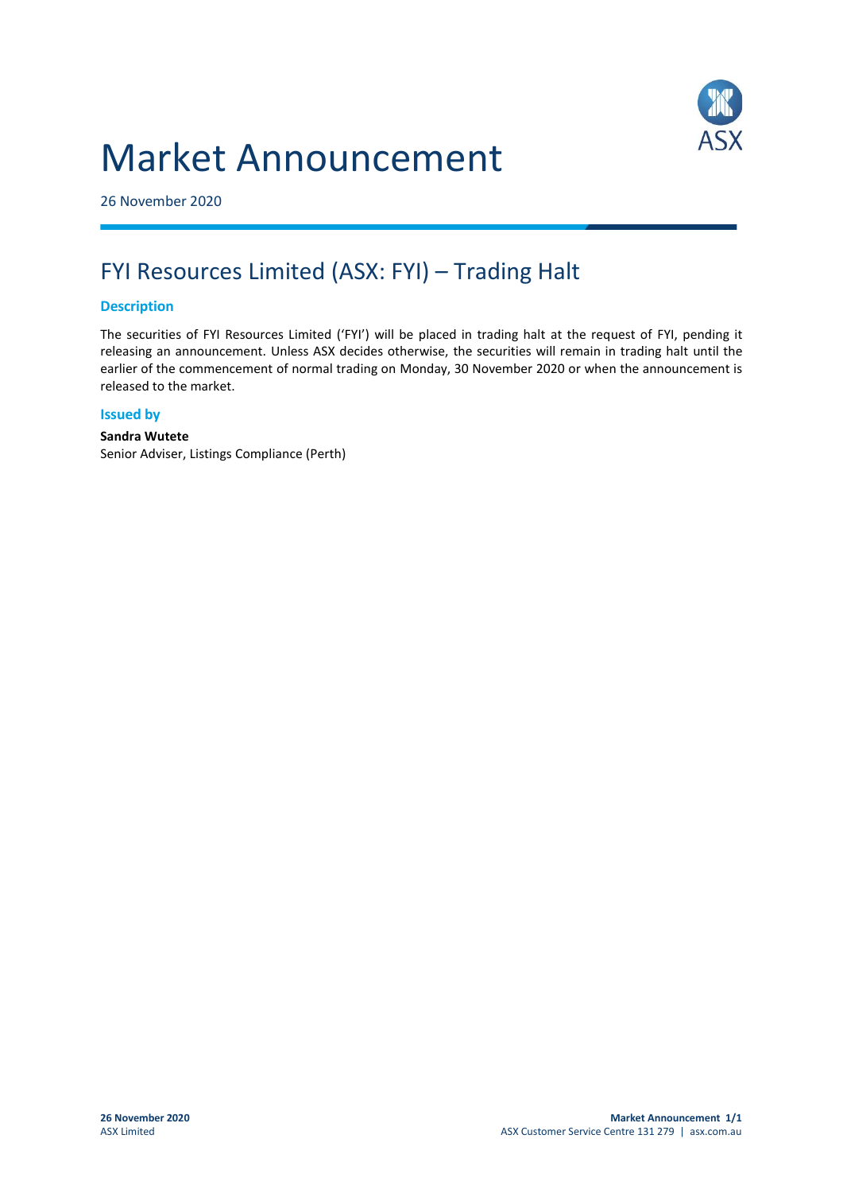# Market Announcement

26 November 2020

## FYI Resources Limited (ASX: FYI) – Trading Halt

### Description

The securities of FYI Resources Limited ('FYI') will be placed in trading halt at the request of FYI, pending it releasing an announcement. Unless ASX decides otherwise, the securities will remain in trading halt until the earlier of the commencement of normal trading on Monday, 30 November 2020 or when the announcement is released to the market.

### Issued by

**Sandra Wutete**
Senior Adviser, Listings Compliance (Perth)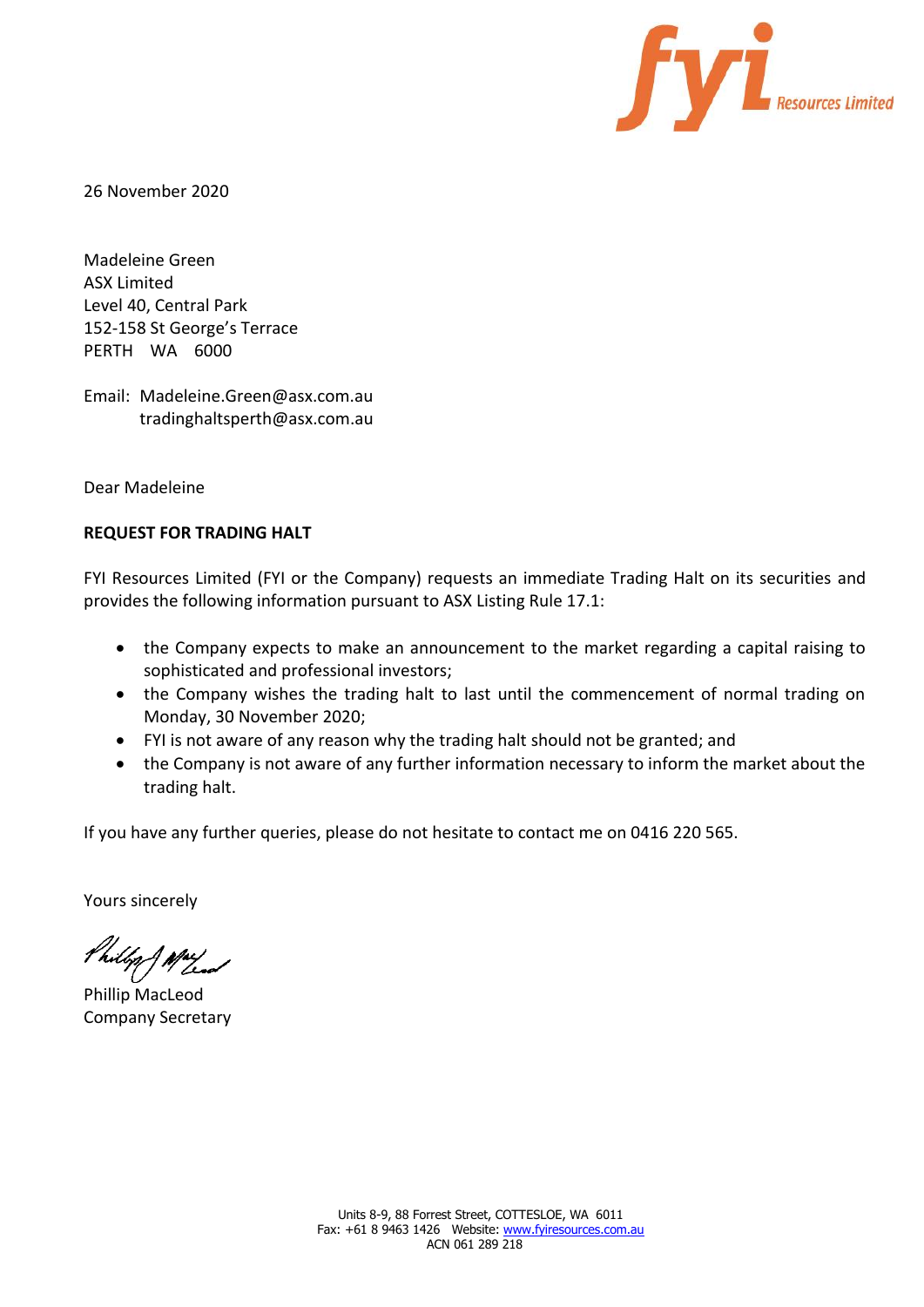26 November 2020

Madeleine Green
ASX Limited
Level 40, Central Park
152-158 St George's Terrace
PERTH WA 6000

Email: Madeleine.Green@asx.com.au
tradinghaltsperth@asx.com.au

Dear Madeleine

**REQUEST FOR TRADING HALT**

FYI Resources Limited (FYI or the Company) requests an immediate Trading Halt on its securities and provides the following information pursuant to ASX Listing Rule 17.1:

- the Company expects to make an announcement to the market regarding a capital raising to sophisticated and professional investors;
- the Company wishes the trading halt to last until the commencement of normal trading on Monday, 30 November 2020;
- FYI is not aware of any reason why the trading halt should not be granted; and
- the Company is not aware of any further information necessary to inform the market about the trading halt.

If you have any further queries, please do not hesitate to contact me on 0416 220 565.

Yours sincerely

Phillip MacLeod
Company Secretary

Units 8-9, 88 Forrest Street, COTTESLOE, WA 6011
Fax: +61 8 9463 1426 Website: www.fyiresources.com.au
ACN 061 289 218